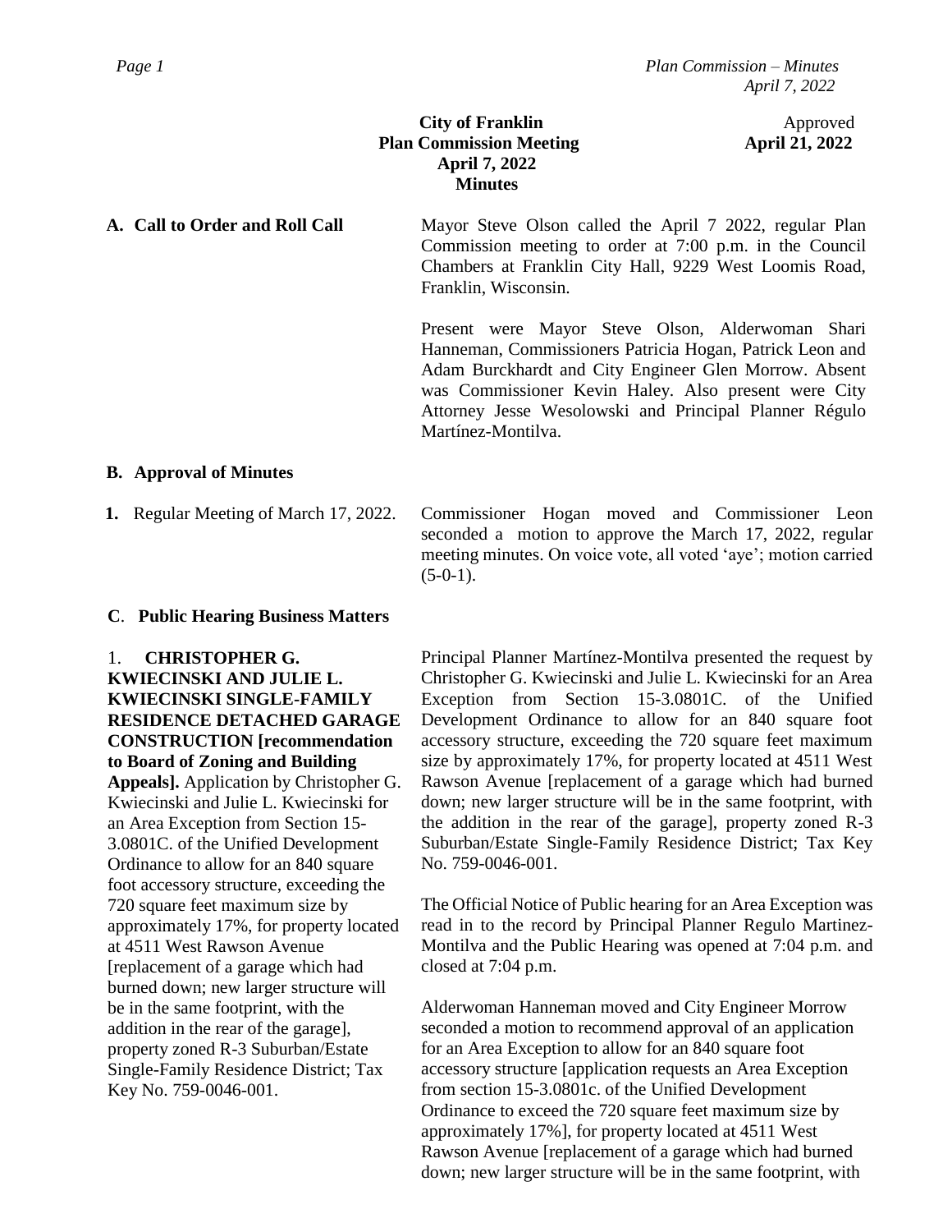**City of Franklin**
**Plan Commission Meeting**
**April 7, 2022**
**Minutes**

Approved
**April 21, 2022**

**A. Call to Order and Roll Call**

Mayor Steve Olson called the April 7 2022, regular Plan Commission meeting to order at 7:00 p.m. in the Council Chambers at Franklin City Hall, 9229 West Loomis Road, Franklin, Wisconsin.

Present were Mayor Steve Olson, Alderwoman Shari Hanneman, Commissioners Patricia Hogan, Patrick Leon and Adam Burckhardt and City Engineer Glen Morrow. Absent was Commissioner Kevin Haley. Also present were City Attorney Jesse Wesolowski and Principal Planner Régulo Martínez-Montilva.

**B. Approval of Minutes**

**1.** Regular Meeting of March 17, 2022.

Commissioner Hogan moved and Commissioner Leon seconded a motion to approve the March 17, 2022, regular meeting minutes. On voice vote, all voted 'aye'; motion carried (5-0-1).

**C. Public Hearing Business Matters**

1. **CHRISTOPHER G. KWIECINSKI AND JULIE L. KWIECINSKI SINGLE-FAMILY RESIDENCE DETACHED GARAGE CONSTRUCTION [recommendation to Board of Zoning and Building Appeals].** Application by Christopher G. Kwiecinski and Julie L. Kwiecinski for an Area Exception from Section 15-3.0801C. of the Unified Development Ordinance to allow for an 840 square foot accessory structure, exceeding the 720 square feet maximum size by approximately 17%, for property located at 4511 West Rawson Avenue [replacement of a garage which had burned down; new larger structure will be in the same footprint, with the addition in the rear of the garage], property zoned R-3 Suburban/Estate Single-Family Residence District; Tax Key No. 759-0046-001.

Principal Planner Martínez-Montilva presented the request by Christopher G. Kwiecinski and Julie L. Kwiecinski for an Area Exception from Section 15-3.0801C. of the Unified Development Ordinance to allow for an 840 square foot accessory structure, exceeding the 720 square feet maximum size by approximately 17%, for property located at 4511 West Rawson Avenue [replacement of a garage which had burned down; new larger structure will be in the same footprint, with the addition in the rear of the garage], property zoned R-3 Suburban/Estate Single-Family Residence District; Tax Key No. 759-0046-001.

The Official Notice of Public hearing for an Area Exception was read in to the record by Principal Planner Regulo Martinez-Montilva and the Public Hearing was opened at 7:04 p.m. and closed at 7:04 p.m.

Alderwoman Hanneman moved and City Engineer Morrow seconded a motion to recommend approval of an application for an Area Exception to allow for an 840 square foot accessory structure [application requests an Area Exception from section 15-3.0801c. of the Unified Development Ordinance to exceed the 720 square feet maximum size by approximately 17%], for property located at 4511 West Rawson Avenue [replacement of a garage which had burned down; new larger structure will be in the same footprint, with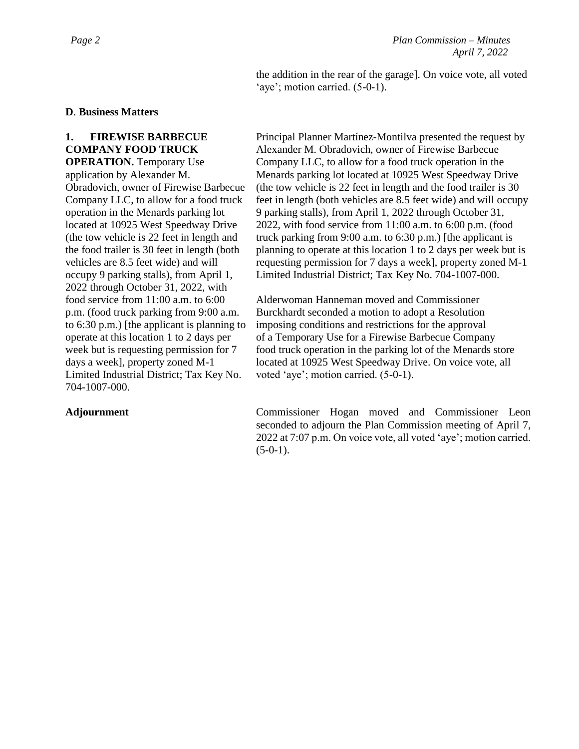the addition in the rear of the garage]. On voice vote, all voted 'aye'; motion carried. (5-0-1).

**D**. **Business Matters**

**1. FIREWISE BARBECUE COMPANY FOOD TRUCK OPERATION.** Temporary Use application by Alexander M. Obradovich, owner of Firewise Barbecue Company LLC, to allow for a food truck operation in the Menards parking lot located at 10925 West Speedway Drive (the tow vehicle is 22 feet in length and the food trailer is 30 feet in length (both vehicles are 8.5 feet wide) and will occupy 9 parking stalls), from April 1, 2022 through October 31, 2022, with food service from 11:00 a.m. to 6:00 p.m. (food truck parking from 9:00 a.m. to 6:30 p.m.) [the applicant is planning to operate at this location 1 to 2 days per week but is requesting permission for 7 days a week], property zoned M-1 Limited Industrial District; Tax Key No. 704-1007-000.

Principal Planner Martínez-Montilva presented the request by Alexander M. Obradovich, owner of Firewise Barbecue Company LLC, to allow for a food truck operation in the Menards parking lot located at 10925 West Speedway Drive (the tow vehicle is 22 feet in length and the food trailer is 30 feet in length (both vehicles are 8.5 feet wide) and will occupy 9 parking stalls), from April 1, 2022 through October 31, 2022, with food service from 11:00 a.m. to 6:00 p.m. (food truck parking from 9:00 a.m. to 6:30 p.m.) [the applicant is planning to operate at this location 1 to 2 days per week but is requesting permission for 7 days a week], property zoned M-1 Limited Industrial District; Tax Key No. 704-1007-000.

Alderwoman Hanneman moved and Commissioner Burckhardt seconded a motion to adopt a Resolution imposing conditions and restrictions for the approval of a Temporary Use for a Firewise Barbecue Company food truck operation in the parking lot of the Menards store located at 10925 West Speedway Drive. On voice vote, all voted 'aye'; motion carried. (5-0-1).

**Adjournment**

Commissioner Hogan moved and Commissioner Leon seconded to adjourn the Plan Commission meeting of April 7, 2022 at 7:07 p.m. On voice vote, all voted 'aye'; motion carried. (5-0-1).